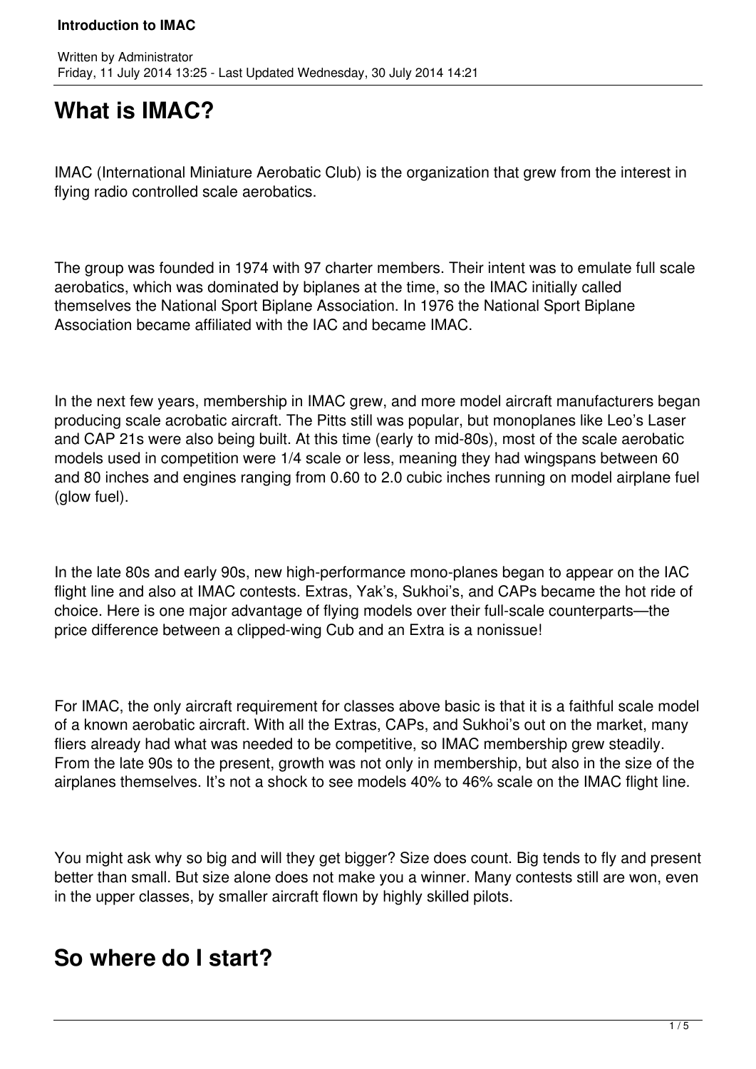# What is IMAC?

IMAC (International Miniature Aerobatic Club) is the organization that grew from the interest in flying radio controlled scale aerobatics.

The group was founded in 1974 with 97 charter members. Their intent was to emulate full scale aerobatics, which was dominated by biplanes at the time, so the IMAC initially called themselves the National Sport Biplane Association. In 1976 the National Sport Biplane Association became affiliated with the IAC and became IMAC.

In the next few years, membership in IMAC grew, and more model aircraft manufacturers began producing scale acrobatic aircraft. The Pitts still was popular, but monoplanes like Leo's Laser and CAP 21s were also being built. At this time (early to mid-80s), most of the scale aerobatic models used in competition were 1/4 scale or less, meaning they had wingspans between 60 and 80 inches and engines ranging from 0.60 to 2.0 cubic inches running on model airplane fuel (glow fuel).

In the late 80s and early 90s, new high-performance mono-planes began to appear on the IAC flight line and also at IMAC contests. Extras, Yak's, Sukhoi's, and CAPs became the hot ride of choice. Here is one major advantage of flying models over their full-scale counterparts—the price difference between a clipped-wing Cub and an Extra is a nonissue!

For IMAC, the only aircraft requirement for classes above basic is that it is a faithful scale model of a known aerobatic aircraft. With all the Extras, CAPs, and Sukhoi's out on the market, many fliers already had what was needed to be competitive, so IMAC membership grew steadily. From the late 90s to the present, growth was not only in membership, but also in the size of the airplanes themselves. It's not a shock to see models 40% to 46% scale on the IMAC flight line.

You might ask why so big and will they get bigger? Size does count. Big tends to fly and present better than small. But size alone does not make you a winner. Many contests still are won, even in the upper classes, by smaller aircraft flown by highly skilled pilots.

# So where do I start?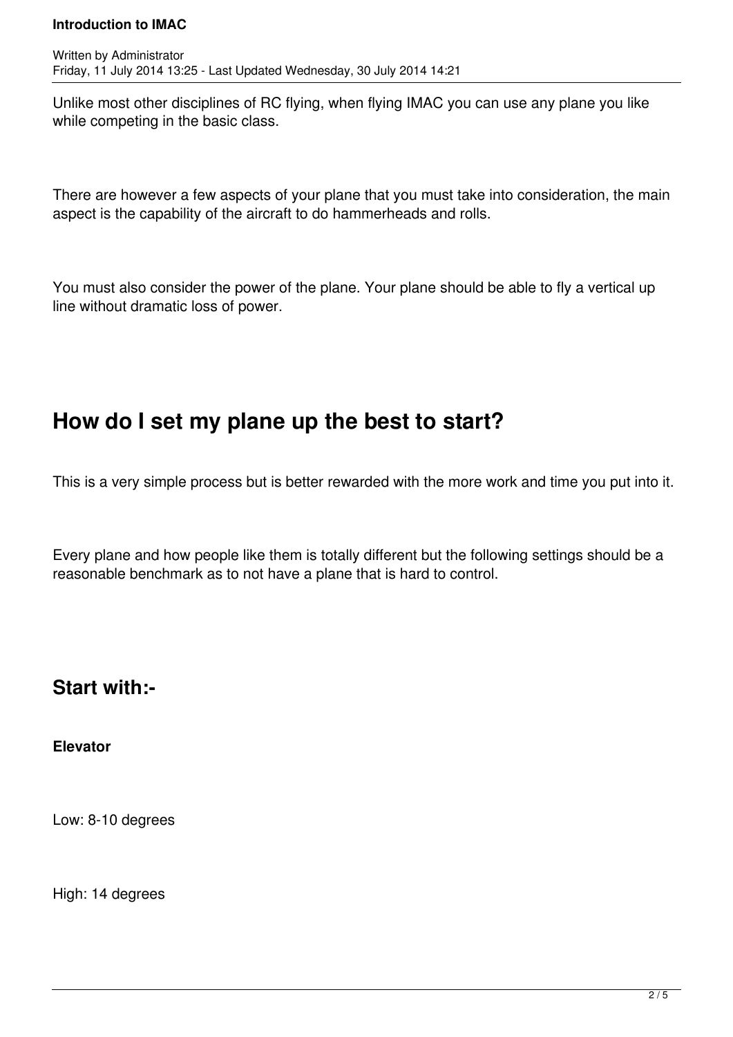Unlike most other disciplines of RC flying, when flying IMAC you can use any plane you like while competing in the basic class.

There are however a few aspects of your plane that you must take into consideration, the main aspect is the capability of the aircraft to do hammerheads and rolls.

You must also consider the power of the plane. Your plane should be able to fly a vertical up line without dramatic loss of power.

# How do I set my plane up the best to start?

This is a very simple process but is better rewarded with the more work and time you put into it.

Every plane and how people like them is totally different but the following settings should be a reasonable benchmark as to not have a plane that is hard to control.

## Start with:-

**Elevator**

Low: 8-10 degrees

High: 14 degrees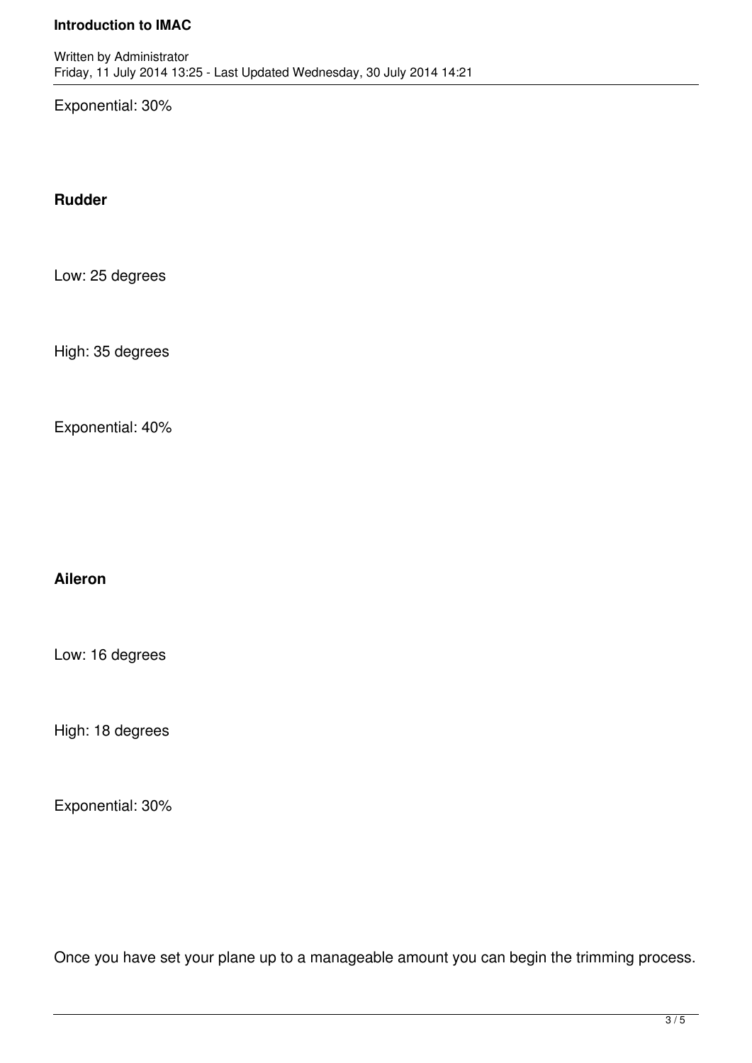Exponential: 30%

**Rudder**

Low: 25 degrees

High: 35 degrees

Exponential: 40%

**Aileron**

Low: 16 degrees

High: 18 degrees

Exponential: 30%

Once you have set your plane up to a manageable amount you can begin the trimming process.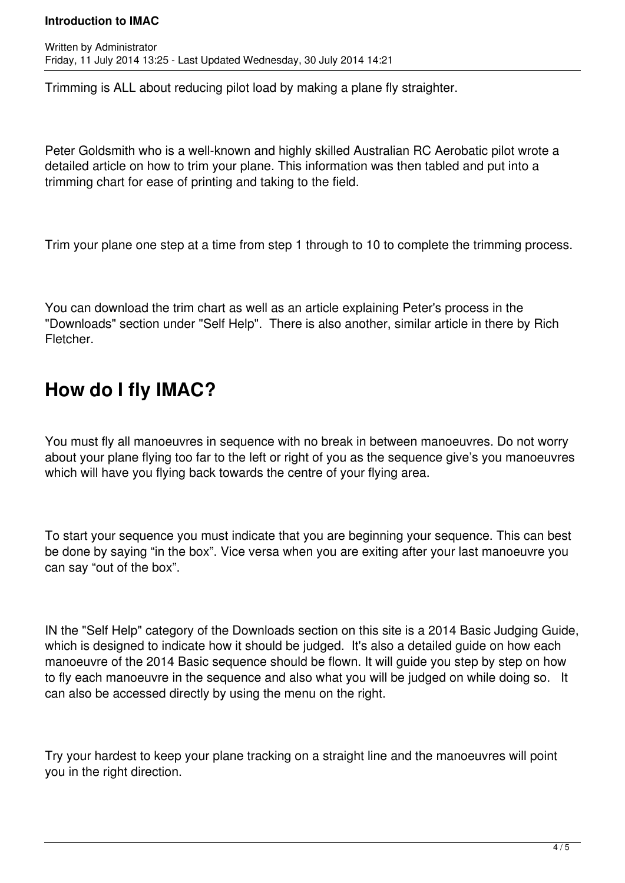Trimming is ALL about reducing pilot load by making a plane fly straighter.

Peter Goldsmith who is a well-known and highly skilled Australian RC Aerobatic pilot wrote a detailed article on how to trim your plane. This information was then tabled and put into a trimming chart for ease of printing and taking to the field.

Trim your plane one step at a time from step 1 through to 10 to complete the trimming process.

You can download the trim chart as well as an article explaining Peter's process in the "Downloads" section under "Self Help". There is also another, similar article in there by Rich Fletcher.

## How do I fly IMAC?

You must fly all manoeuvres in sequence with no break in between manoeuvres. Do not worry about your plane flying too far to the left or right of you as the sequence give's you manoeuvres which will have you flying back towards the centre of your flying area.

To start your sequence you must indicate that you are beginning your sequence. This can best be done by saying "in the box". Vice versa when you are exiting after your last manoeuvre you can say "out of the box".

IN the "Self Help" category of the Downloads section on this site is a 2014 Basic Judging Guide, which is designed to indicate how it should be judged. It's also a detailed guide on how each manoeuvre of the 2014 Basic sequence should be flown. It will guide you step by step on how to fly each manoeuvre in the sequence and also what you will be judged on while doing so. It can also be accessed directly by using the menu on the right.

Try your hardest to keep your plane tracking on a straight line and the manoeuvres will point you in the right direction.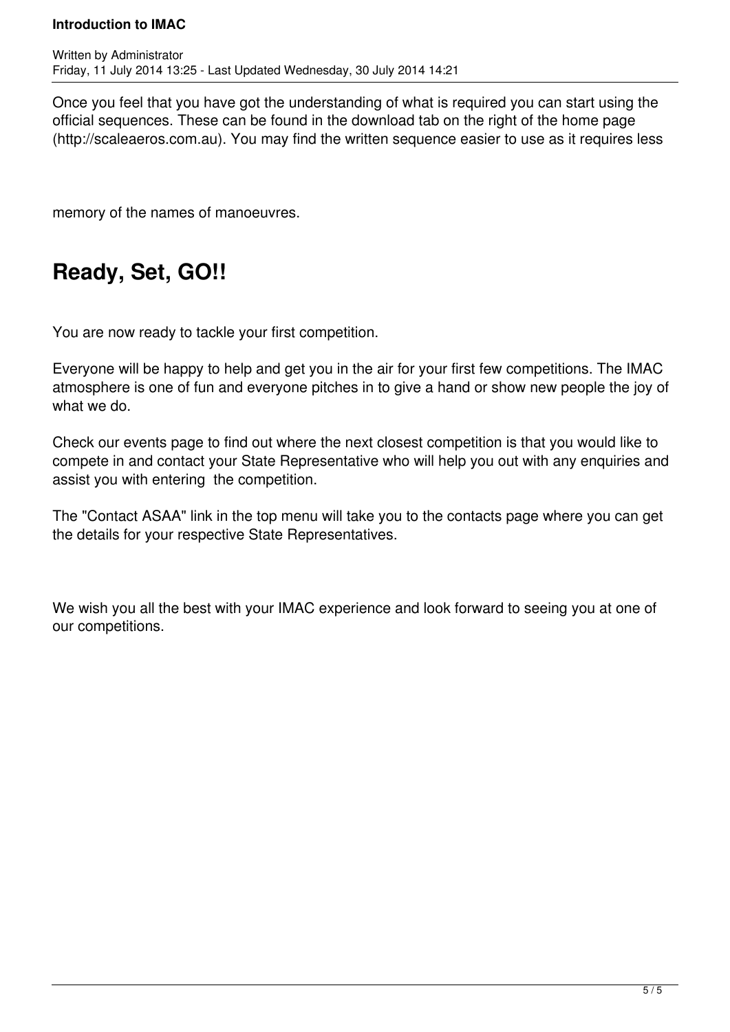Once you feel that you have got the understanding of what is required you can start using the official sequences. These can be found in the download tab on the right of the home page (http://scaleaeros.com.au). You may find the written sequence easier to use as it requires less memory of the names of manoeuvres.

## Ready, Set, GO!!

You are now ready to tackle your first competition.

Everyone will be happy to help and get you in the air for your first few competitions. The IMAC atmosphere is one of fun and everyone pitches in to give a hand or show new people the joy of what we do.

Check our events page to find out where the next closest competition is that you would like to compete in and contact your State Representative who will help you out with any enquiries and assist you with entering the competition.

The "Contact ASAA" link in the top menu will take you to the contacts page where you can get the details for your respective State Representatives.

We wish you all the best with your IMAC experience and look forward to seeing you at one of our competitions.